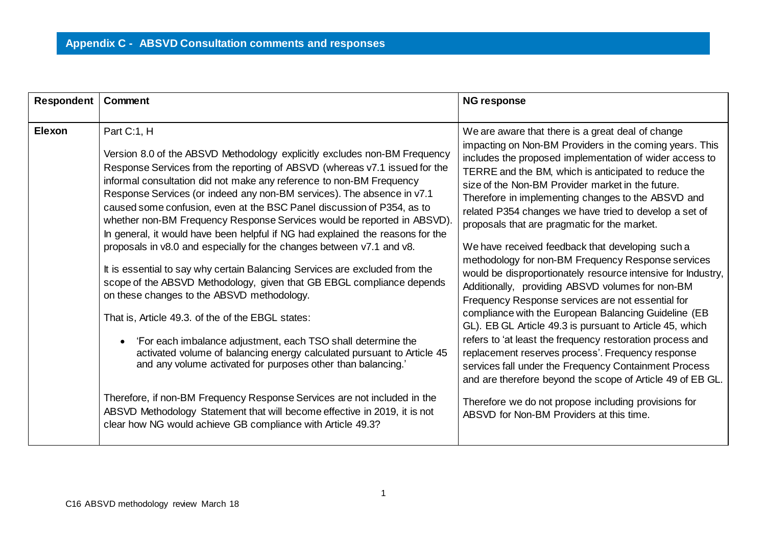## Appendix C - ABSVD Consultation comments and responses

| Respondent | Comment | NG response |
|---|---|---|
| **Elexon** | Part C:1, H<br><br>Version 8.0 of the ABSVD Methodology explicitly excludes non-BM Frequency Response Services from the reporting of ABSVD (whereas v7.1 issued for the informal consultation did not make any reference to non-BM Frequency Response Services (or indeed any non-BM services). The absence in v7.1 caused some confusion, even at the BSC Panel discussion of P354, as to whether non-BM Frequency Response Services would be reported in ABSVD). In general, it would have been helpful if NG had explained the reasons for the proposals in v8.0 and especially for the changes between v7.1 and v8.<br><br>It is essential to say why certain Balancing Services are excluded from the scope of the ABSVD Methodology, given that GB EBGL compliance depends on these changes to the ABSVD methodology.<br><br>That is, Article 49.3. of the of the EBGL states:<br><br>• 'For each imbalance adjustment, each TSO shall determine the activated volume of balancing energy calculated pursuant to Article 45 and any volume activated for purposes other than balancing.'<br><br>Therefore, if non-BM Frequency Response Services are not included in the ABSVD Methodology Statement that will become effective in 2019, it is not clear how NG would achieve GB compliance with Article 49.3? | We are aware that there is a great deal of change impacting on Non-BM Providers in the coming years. This includes the proposed implementation of wider access to TERRE and the BM, which is anticipated to reduce the size of the Non-BM Provider market in the future. Therefore in implementing changes to the ABSVD and related P354 changes we have tried to develop a set of proposals that are pragmatic for the market.<br><br>We have received feedback that developing such a methodology for non-BM Frequency Response services would be disproportionately resource intensive for Industry, Additionally, providing ABSVD volumes for non-BM Frequency Response services are not essential for compliance with the European Balancing Guideline (EB GL). EB GL Article 49.3 is pursuant to Article 45, which refers to 'at least the frequency restoration process and replacement reserves process'. Frequency response services fall under the Frequency Containment Process and are therefore beyond the scope of Article 49 of EB GL.<br><br>Therefore we do not propose including provisions for ABSVD for Non-BM Providers at this time. |

C16 ABSVD methodology review March 18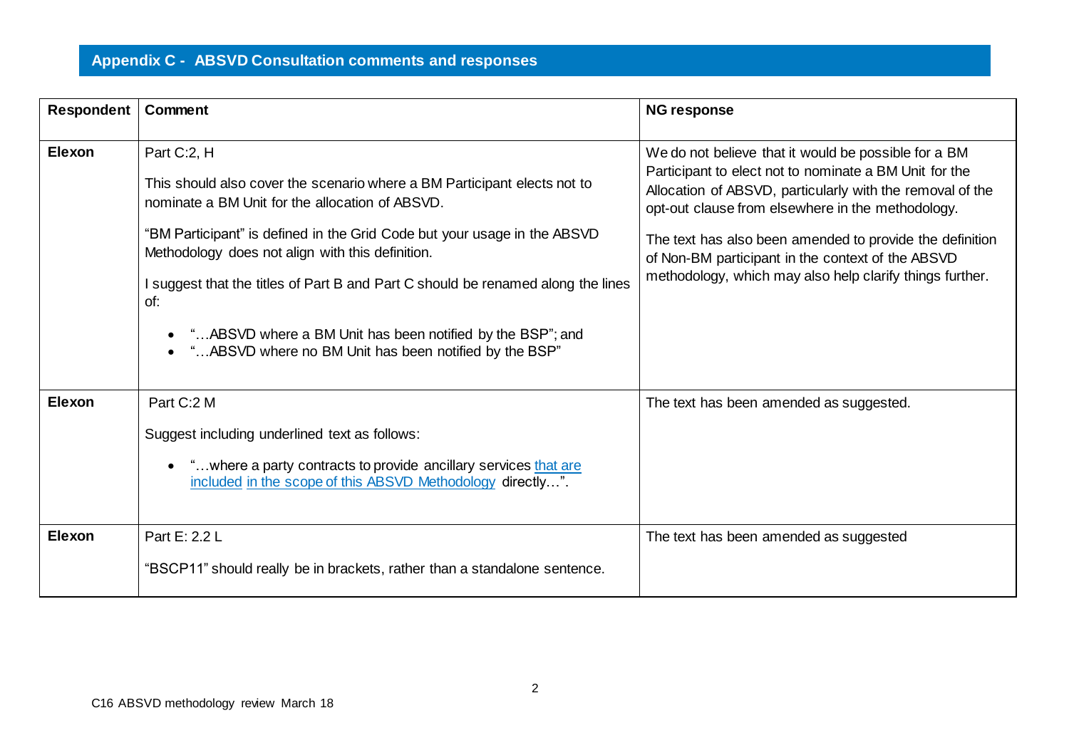## Appendix C - ABSVD Consultation comments and responses

| Respondent | Comment | NG response |
|---|---|---|
| **Elexon** | Part C:2, H<br><br>This should also cover the scenario where a BM Participant elects not to nominate a BM Unit for the allocation of ABSVD.<br><br>"BM Participant" is defined in the Grid Code but your usage in the ABSVD Methodology does not align with this definition.<br><br>I suggest that the titles of Part B and Part C should be renamed along the lines of:<br><br>• "…ABSVD where a BM Unit has been notified by the BSP"; and<br>• "…ABSVD where no BM Unit has been notified by the BSP" | We do not believe that it would be possible for a BM Participant to elect not to nominate a BM Unit for the Allocation of ABSVD, particularly with the removal of the opt-out clause from elsewhere in the methodology.<br><br>The text has also been amended to provide the definition of Non-BM participant in the context of the ABSVD methodology, which may also help clarify things further. |
| **Elexon** | Part C:2 M<br><br>Suggest including underlined text as follows:<br><br>• "…where a party contracts to provide ancillary services <u>that are included in the scope of this ABSVD Methodology</u> directly…". | The text has been amended as suggested. |
| **Elexon** | Part E: 2.2 L<br><br>"BSCP11" should really be in brackets, rather than a standalone sentence. | The text has been amended as suggested |

C16 ABSVD methodology review March 18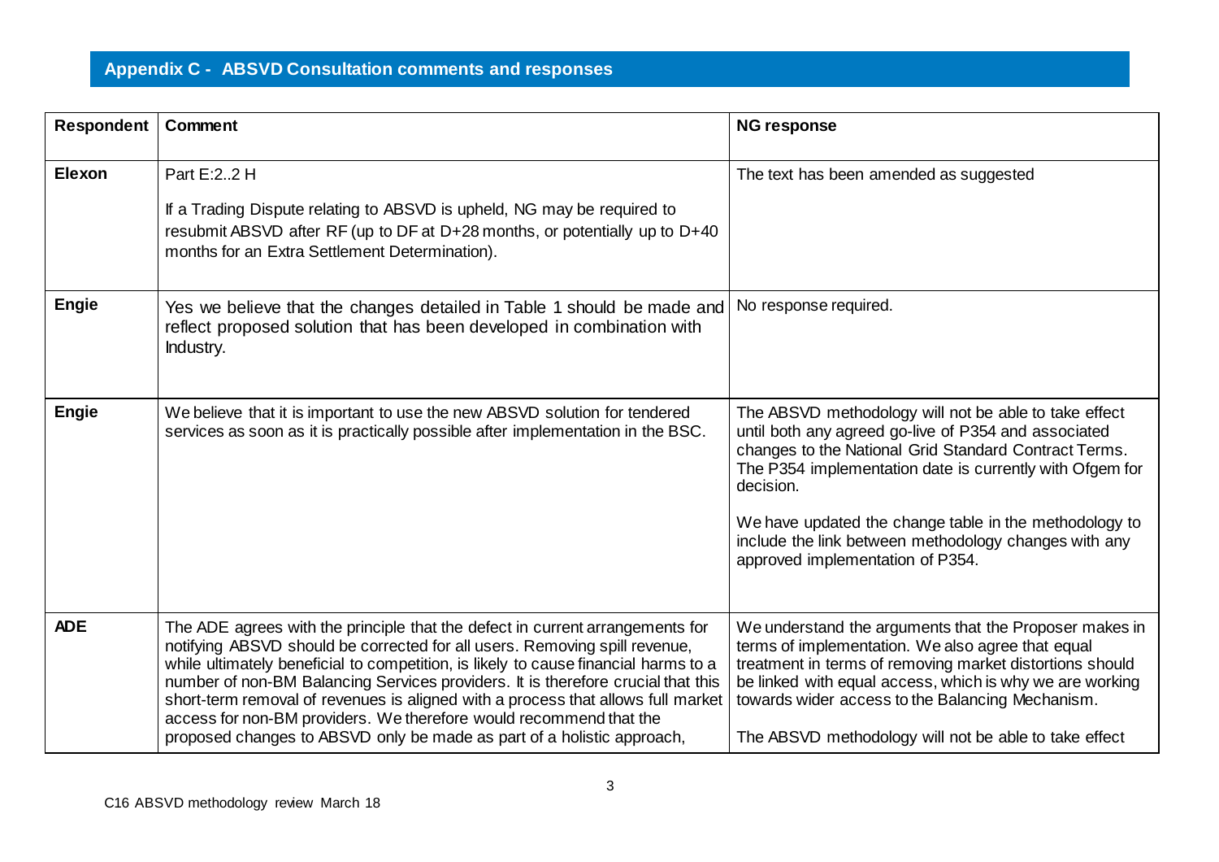## Appendix C - ABSVD Consultation comments and responses

| Respondent | Comment | NG response |
|---|---|---|
| **Elexon** | Part E:2..2 H<br><br>If a Trading Dispute relating to ABSVD is upheld, NG may be required to resubmit ABSVD after RF (up to DF at D+28 months, or potentially up to D+40 months for an Extra Settlement Determination). | The text has been amended as suggested |
| **Engie** | Yes we believe that the changes detailed in Table 1 should be made and reflect proposed solution that has been developed in combination with Industry. | No response required. |
| **Engie** | We believe that it is important to use the new ABSVD solution for tendered services as soon as it is practically possible after implementation in the BSC. | The ABSVD methodology will not be able to take effect until both any agreed go-live of P354 and associated changes to the National Grid Standard Contract Terms. The P354 implementation date is currently with Ofgem for decision.<br><br>We have updated the change table in the methodology to include the link between methodology changes with any approved implementation of P354. |
| **ADE** | The ADE agrees with the principle that the defect in current arrangements for notifying ABSVD should be corrected for all users. Removing spill revenue, while ultimately beneficial to competition, is likely to cause financial harms to a number of non-BM Balancing Services providers. It is therefore crucial that this short-term removal of revenues is aligned with a process that allows full market access for non-BM providers. We therefore would recommend that the proposed changes to ABSVD only be made as part of a holistic approach, | We understand the arguments that the Proposer makes in terms of implementation. We also agree that equal treatment in terms of removing market distortions should be linked with equal access, which is why we are working towards wider access to the Balancing Mechanism.<br><br>The ABSVD methodology will not be able to take effect |

C16 ABSVD methodology review March 18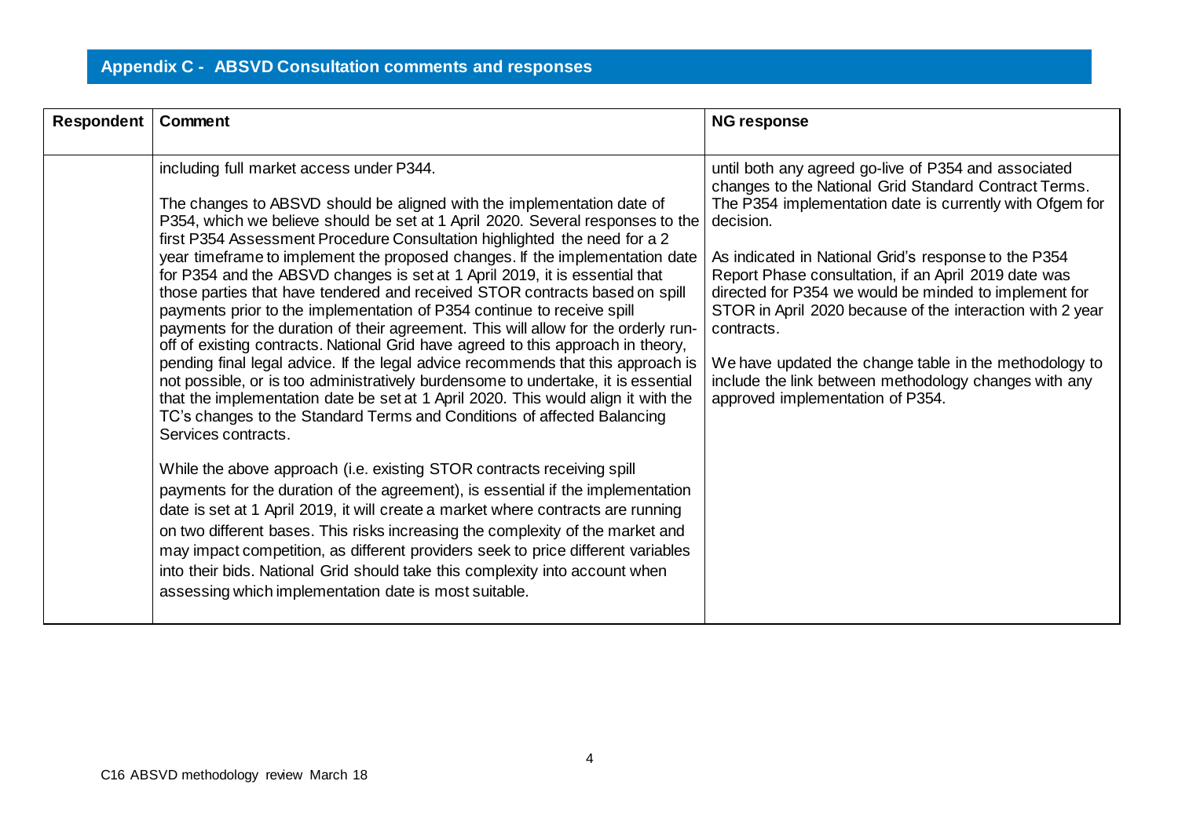## Appendix C - ABSVD Consultation comments and responses

| Respondent | Comment | NG response |
| --- | --- | --- |
| | including full market access under P344.<br><br>The changes to ABSVD should be aligned with the implementation date of P354, which we believe should be set at 1 April 2020. Several responses to the first P354 Assessment Procedure Consultation highlighted the need for a 2 year timeframe to implement the proposed changes. If the implementation date for P354 and the ABSVD changes is set at 1 April 2019, it is essential that those parties that have tendered and received STOR contracts based on spill payments prior to the implementation of P354 continue to receive spill payments for the duration of their agreement. This will allow for the orderly run-off of existing contracts. National Grid have agreed to this approach in theory, pending final legal advice. If the legal advice recommends that this approach is not possible, or is too administratively burdensome to undertake, it is essential that the implementation date be set at 1 April 2020. This would align it with the TC's changes to the Standard Terms and Conditions of affected Balancing Services contracts.<br><br>While the above approach (i.e. existing STOR contracts receiving spill payments for the duration of the agreement), is essential if the implementation date is set at 1 April 2019, it will create a market where contracts are running on two different bases. This risks increasing the complexity of the market and may impact competition, as different providers seek to price different variables into their bids. National Grid should take this complexity into account when assessing which implementation date is most suitable. | until both any agreed go-live of P354 and associated changes to the National Grid Standard Contract Terms. The P354 implementation date is currently with Ofgem for decision.<br><br>As indicated in National Grid's response to the P354 Report Phase consultation, if an April 2019 date was directed for P354 we would be minded to implement for STOR in April 2020 because of the interaction with 2 year contracts.<br><br>We have updated the change table in the methodology to include the link between methodology changes with any approved implementation of P354. |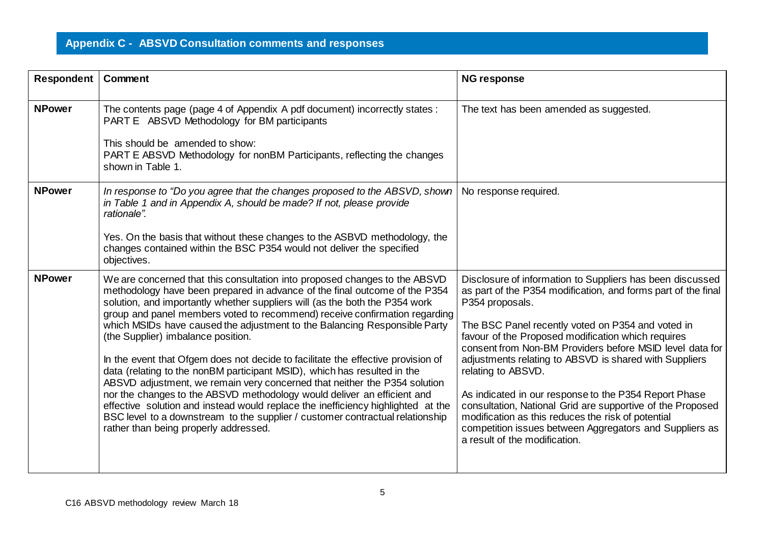## Appendix C - ABSVD Consultation comments and responses

| Respondent | Comment | NG response |
|---|---|---|
| **NPower** | The contents page (page 4 of Appendix A pdf document) incorrectly states : PART E ABSVD Methodology for BM participants<br><br>This should be amended to show:<br>PART E ABSVD Methodology for nonBM Participants, reflecting the changes shown in Table 1. | The text has been amended as suggested. |
| **NPower** | *In response to "Do you agree that the changes proposed to the ABSVD, shown in Table 1 and in Appendix A, should be made? If not, please provide rationale".*<br><br>Yes. On the basis that without these changes to the ASBVD methodology, the changes contained within the BSC P354 would not deliver the specified objectives. | No response required. |
| **NPower** | We are concerned that this consultation into proposed changes to the ABSVD methodology have been prepared in advance of the final outcome of the P354 solution, and importantly whether suppliers will (as the both the P354 work group and panel members voted to recommend) receive confirmation regarding which MSIDs have caused the adjustment to the Balancing Responsible Party (the Supplier) imbalance position.<br><br>In the event that Ofgem does not decide to facilitate the effective provision of data (relating to the nonBM participant MSID), which has resulted in the ABSVD adjustment, we remain very concerned that neither the P354 solution nor the changes to the ABSVD methodology would deliver an efficient and effective solution and instead would replace the inefficiency highlighted at the BSC level to a downstream to the supplier / customer contractual relationship rather than being properly addressed. | Disclosure of information to Suppliers has been discussed as part of the P354 modification, and forms part of the final P354 proposals.<br><br>The BSC Panel recently voted on P354 and voted in favour of the Proposed modification which requires consent from Non-BM Providers before MSID level data for adjustments relating to ABSVD is shared with Suppliers relating to ABSVD.<br><br>As indicated in our response to the P354 Report Phase consultation, National Grid are supportive of the Proposed modification as this reduces the risk of potential competition issues between Aggregators and Suppliers as a result of the modification. |

C16 ABSVD methodology review March 18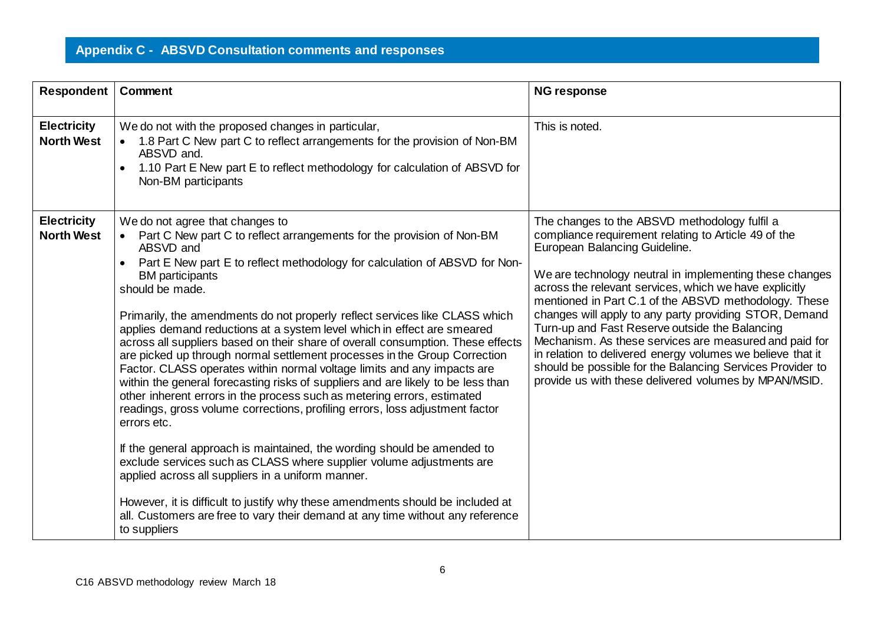## Appendix C - ABSVD Consultation comments and responses

| Respondent | Comment | NG response |
|---|---|---|
| **Electricity North West** | We do not with the proposed changes in particular,<br>• 1.8 Part C New part C to reflect arrangements for the provision of Non-BM ABSVD and.<br>• 1.10 Part E New part E to reflect methodology for calculation of ABSVD for Non-BM participants | This is noted. |
| **Electricity North West** | We do not agree that changes to<br>• Part C New part C to reflect arrangements for the provision of Non-BM ABSVD and<br>• Part E New part E to reflect methodology for calculation of ABSVD for Non-BM participants<br>should be made.<br><br>Primarily, the amendments do not properly reflect services like CLASS which applies demand reductions at a system level which in effect are smeared across all suppliers based on their share of overall consumption. These effects are picked up through normal settlement processes in the Group Correction Factor. CLASS operates within normal voltage limits and any impacts are within the general forecasting risks of suppliers and are likely to be less than other inherent errors in the process such as metering errors, estimated readings, gross volume corrections, profiling errors, loss adjustment factor errors etc.<br><br>If the general approach is maintained, the wording should be amended to exclude services such as CLASS where supplier volume adjustments are applied across all suppliers in a uniform manner.<br><br>However, it is difficult to justify why these amendments should be included at all. Customers are free to vary their demand at any time without any reference to suppliers | The changes to the ABSVD methodology fulfil a compliance requirement relating to Article 49 of the European Balancing Guideline.<br><br>We are technology neutral in implementing these changes across the relevant services, which we have explicitly mentioned in Part C.1 of the ABSVD methodology. These changes will apply to any party providing STOR, Demand Turn-up and Fast Reserve outside the Balancing Mechanism. As these services are measured and paid for in relation to delivered energy volumes we believe that it should be possible for the Balancing Services Provider to provide us with these delivered volumes by MPAN/MSID. |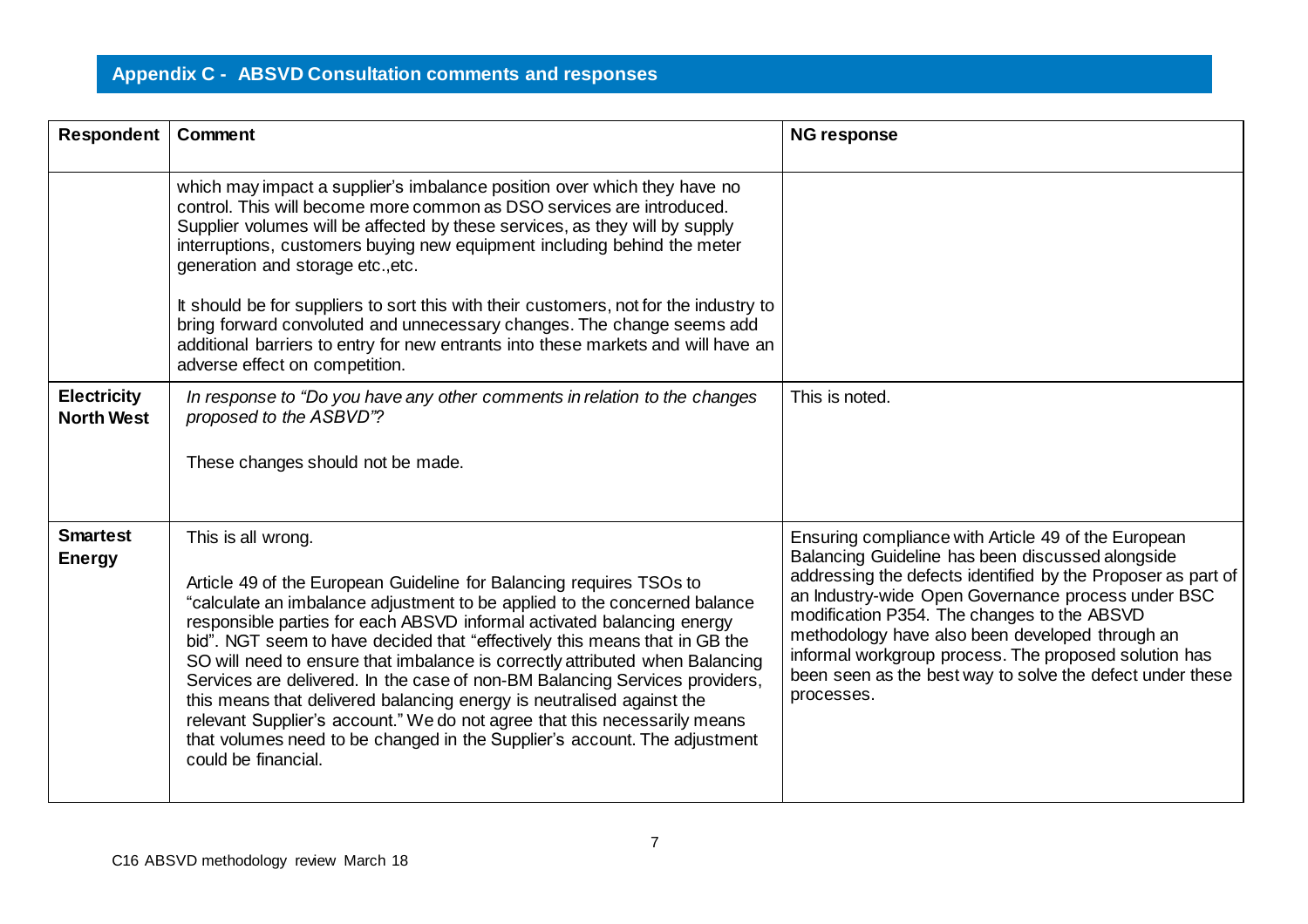## Appendix C - ABSVD Consultation comments and responses

| Respondent | Comment | NG response |
|---|---|---|
| | which may impact a supplier's imbalance position over which they have no control. This will become more common as DSO services are introduced. Supplier volumes will be affected by these services, as they will by supply interruptions, customers buying new equipment including behind the meter generation and storage etc.,etc.<br><br>It should be for suppliers to sort this with their customers, not for the industry to bring forward convoluted and unnecessary changes. The change seems add additional barriers to entry for new entrants into these markets and will have an adverse effect on competition. | |
| **Electricity North West** | *In response to "Do you have any other comments in relation to the changes proposed to the ASBVD"?*<br><br>These changes should not be made. | This is noted. |
| **Smartest Energy** | This is all wrong.<br><br>Article 49 of the European Guideline for Balancing requires TSOs to "calculate an imbalance adjustment to be applied to the concerned balance responsible parties for each ABSVD informal activated balancing energy bid". NGT seem to have decided that "effectively this means that in GB the SO will need to ensure that imbalance is correctly attributed when Balancing Services are delivered. In the case of non-BM Balancing Services providers, this means that delivered balancing energy is neutralised against the relevant Supplier's account." We do not agree that this necessarily means that volumes need to be changed in the Supplier's account. The adjustment could be financial. | Ensuring compliance with Article 49 of the European Balancing Guideline has been discussed alongside addressing the defects identified by the Proposer as part of an Industry-wide Open Governance process under BSC modification P354. The changes to the ABSVD methodology have also been developed through an informal workgroup process. The proposed solution has been seen as the best way to solve the defect under these processes. |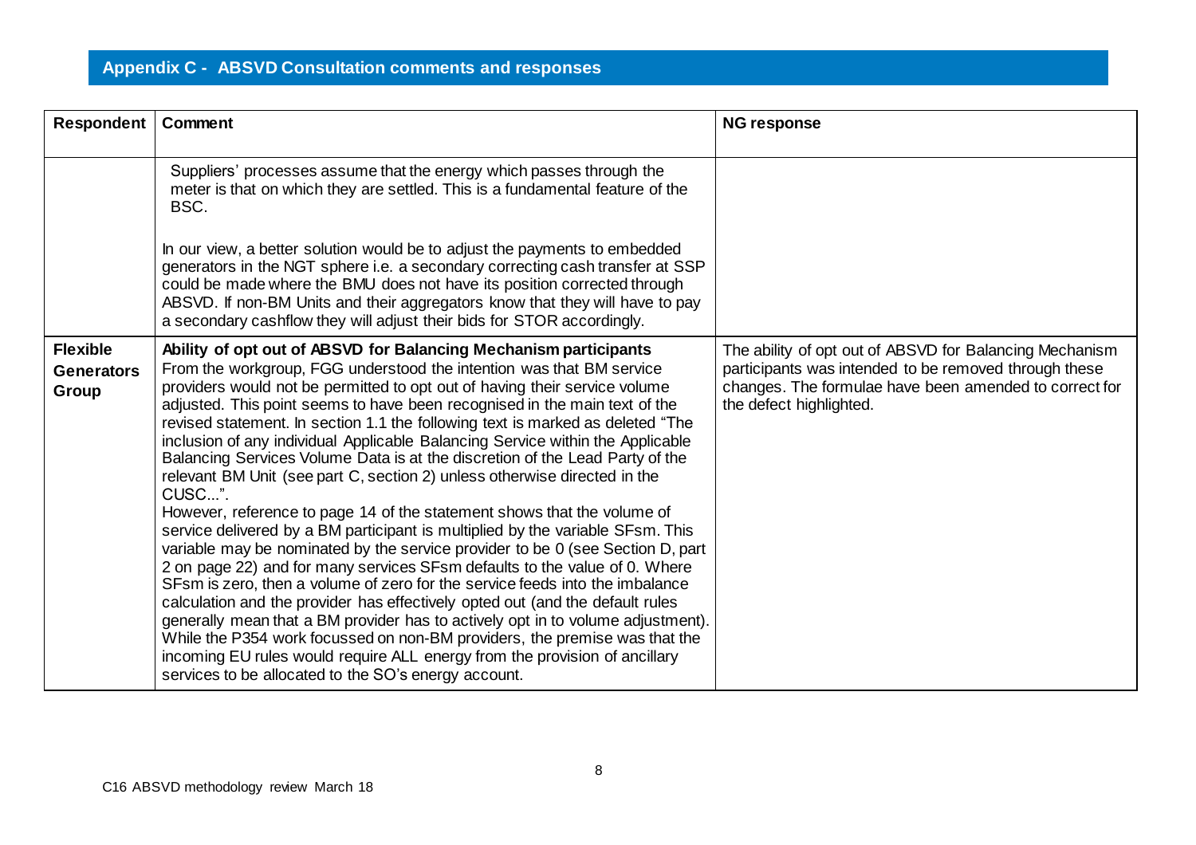## Appendix C - ABSVD Consultation comments and responses

| Respondent | Comment | NG response |
|---|---|---|
| | Suppliers' processes assume that the energy which passes through the meter is that on which they are settled. This is a fundamental feature of the BSC.<br><br>In our view, a better solution would be to adjust the payments to embedded generators in the NGT sphere i.e. a secondary correcting cash transfer at SSP could be made where the BMU does not have its position corrected through ABSVD. If non-BM Units and their aggregators know that they will have to pay a secondary cashflow they will adjust their bids for STOR accordingly. | |
| **Flexible Generators Group** | **Ability of opt out of ABSVD for Balancing Mechanism participants**<br>From the workgroup, FGG understood the intention was that BM service providers would not be permitted to opt out of having their service volume adjusted. This point seems to have been recognised in the main text of the revised statement. In section 1.1 the following text is marked as deleted "The inclusion of any individual Applicable Balancing Service within the Applicable Balancing Services Volume Data is at the discretion of the Lead Party of the relevant BM Unit (see part C, section 2) unless otherwise directed in the CUSC...".<br>However, reference to page 14 of the statement shows that the volume of service delivered by a BM participant is multiplied by the variable SFsm. This variable may be nominated by the service provider to be 0 (see Section D, part 2 on page 22) and for many services SFsm defaults to the value of 0. Where SFsm is zero, then a volume of zero for the service feeds into the imbalance calculation and the provider has effectively opted out (and the default rules generally mean that a BM provider has to actively opt in to volume adjustment). While the P354 work focussed on non-BM providers, the premise was that the incoming EU rules would require ALL energy from the provision of ancillary services to be allocated to the SO's energy account. | The ability of opt out of ABSVD for Balancing Mechanism participants was intended to be removed through these changes. The formulae have been amended to correct for the defect highlighted. |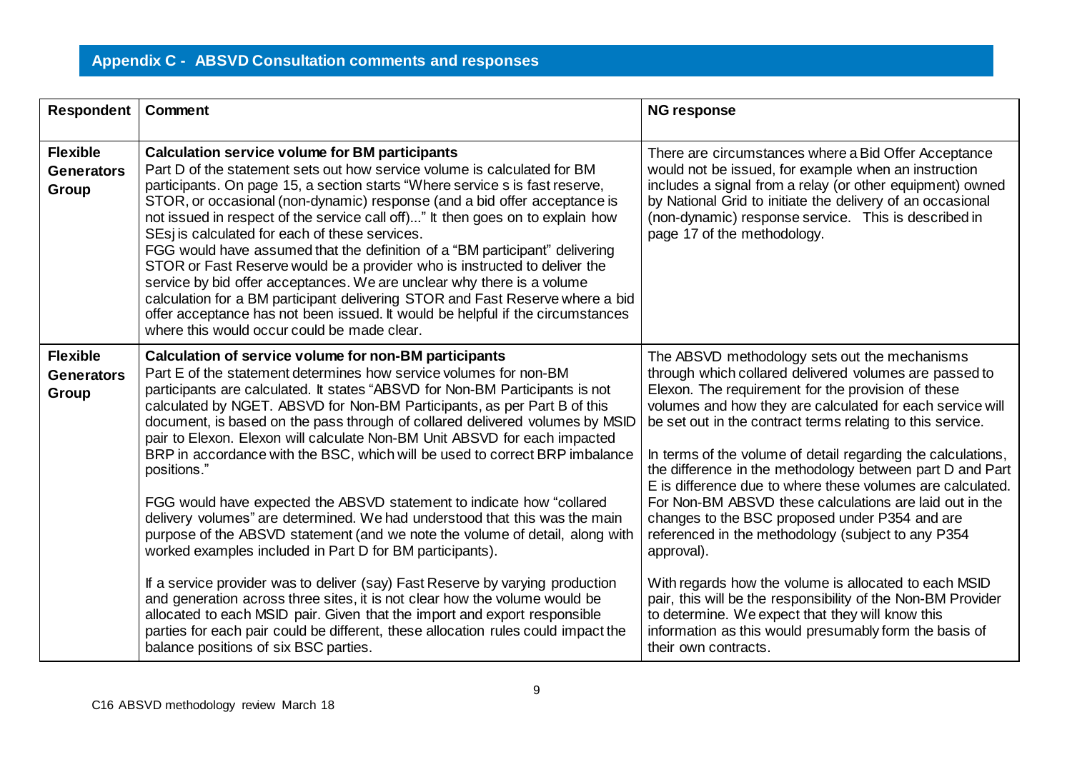## Appendix C - ABSVD Consultation comments and responses

| Respondent | Comment | NG response |
|---|---|---|
| **Flexible Generators Group** | **Calculation service volume for BM participants**<br>Part D of the statement sets out how service volume is calculated for BM participants. On page 15, a section starts "Where service s is fast reserve, STOR, or occasional (non-dynamic) response (and a bid offer acceptance is not issued in respect of the service call off)..." It then goes on to explain how SEsj is calculated for each of these services.<br>FGG would have assumed that the definition of a "BM participant" delivering STOR or Fast Reserve would be a provider who is instructed to deliver the service by bid offer acceptances. We are unclear why there is a volume calculation for a BM participant delivering STOR and Fast Reserve where a bid offer acceptance has not been issued. It would be helpful if the circumstances where this would occur could be made clear. | There are circumstances where a Bid Offer Acceptance would not be issued, for example when an instruction includes a signal from a relay (or other equipment) owned by National Grid to initiate the delivery of an occasional (non-dynamic) response service. This is described in page 17 of the methodology. |
| **Flexible Generators Group** | **Calculation of service volume for non-BM participants**<br>Part E of the statement determines how service volumes for non-BM participants are calculated. It states "ABSVD for Non-BM Participants is not calculated by NGET. ABSVD for Non-BM Participants, as per Part B of this document, is based on the pass through of collared delivered volumes by MSID pair to Elexon. Elexon will calculate Non-BM Unit ABSVD for each impacted BRP in accordance with the BSC, which will be used to correct BRP imbalance positions."<br><br>FGG would have expected the ABSVD statement to indicate how "collared delivery volumes" are determined. We had understood that this was the main purpose of the ABSVD statement (and we note the volume of detail, along with worked examples included in Part D for BM participants).<br><br>If a service provider was to deliver (say) Fast Reserve by varying production and generation across three sites, it is not clear how the volume would be allocated to each MSID pair. Given that the import and export responsible parties for each pair could be different, these allocation rules could impact the balance positions of six BSC parties. | The ABSVD methodology sets out the mechanisms through which collared delivered volumes are passed to Elexon. The requirement for the provision of these volumes and how they are calculated for each service will be set out in the contract terms relating to this service.<br><br>In terms of the volume of detail regarding the calculations, the difference in the methodology between part D and Part E is difference due to where these volumes are calculated. For Non-BM ABSVD these calculations are laid out in the changes to the BSC proposed under P354 and are referenced in the methodology (subject to any P354 approval).<br><br>With regards how the volume is allocated to each MSID pair, this will be the responsibility of the Non-BM Provider to determine. We expect that they will know this information as this would presumably form the basis of their own contracts. |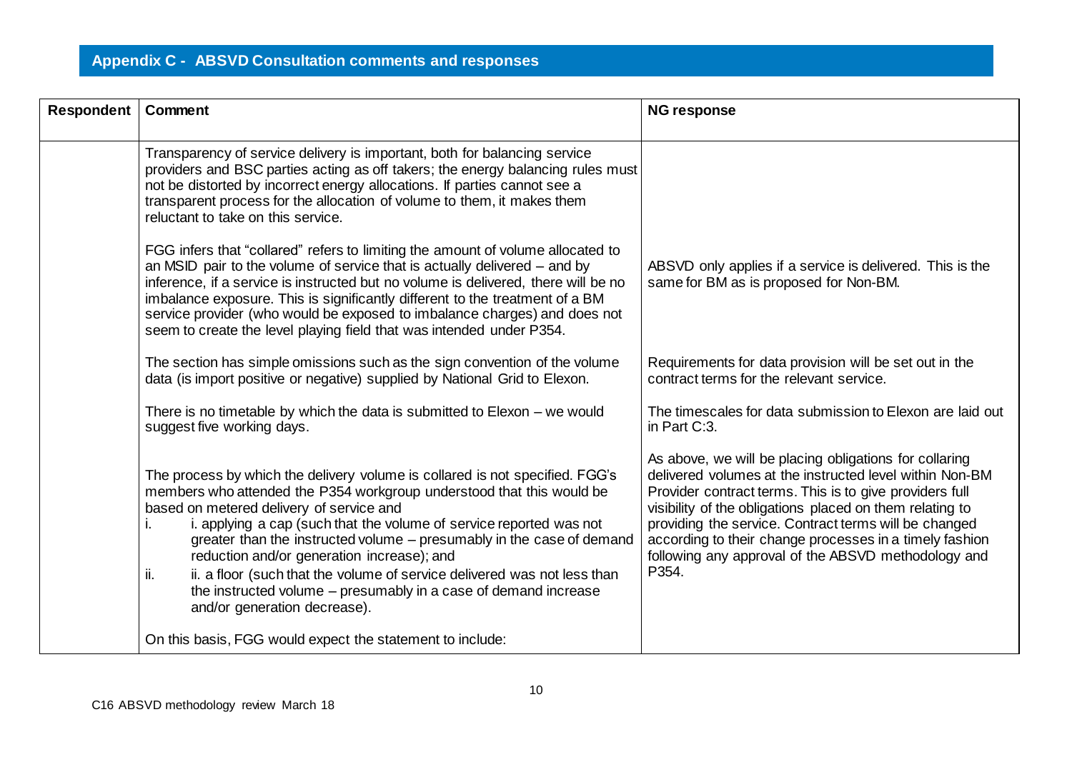## Appendix C - ABSVD Consultation comments and responses

| Respondent | Comment | NG response |
|---|---|---|
| | Transparency of service delivery is important, both for balancing service providers and BSC parties acting as off takers; the energy balancing rules must not be distorted by incorrect energy allocations. If parties cannot see a transparent process for the allocation of volume to them, it makes them reluctant to take on this service. | |
| | FGG infers that "collared" refers to limiting the amount of volume allocated to an MSID pair to the volume of service that is actually delivered – and by inference, if a service is instructed but no volume is delivered, there will be no imbalance exposure. This is significantly different to the treatment of a BM service provider (who would be exposed to imbalance charges) and does not seem to create the level playing field that was intended under P354. | ABSVD only applies if a service is delivered. This is the same for BM as is proposed for Non-BM. |
| | The section has simple omissions such as the sign convention of the volume data (is import positive or negative) supplied by National Grid to Elexon. | Requirements for data provision will be set out in the contract terms for the relevant service. |
| | There is no timetable by which the data is submitted to Elexon – we would suggest five working days. | The timescales for data submission to Elexon are laid out in Part C:3. |
| | The process by which the delivery volume is collared is not specified. FGG's members who attended the P354 workgroup understood that this would be based on metered delivery of service and<br>i. i. applying a cap (such that the volume of service reported was not greater than the instructed volume – presumably in the case of demand reduction and/or generation increase); and<br>ii. ii. a floor (such that the volume of service delivered was not less than the instructed volume – presumably in a case of demand increase and/or generation decrease).<br><br>On this basis, FGG would expect the statement to include: | As above, we will be placing obligations for collaring delivered volumes at the instructed level within Non-BM Provider contract terms. This is to give providers full visibility of the obligations placed on them relating to providing the service. Contract terms will be changed according to their change processes in a timely fashion following any approval of the ABSVD methodology and P354. |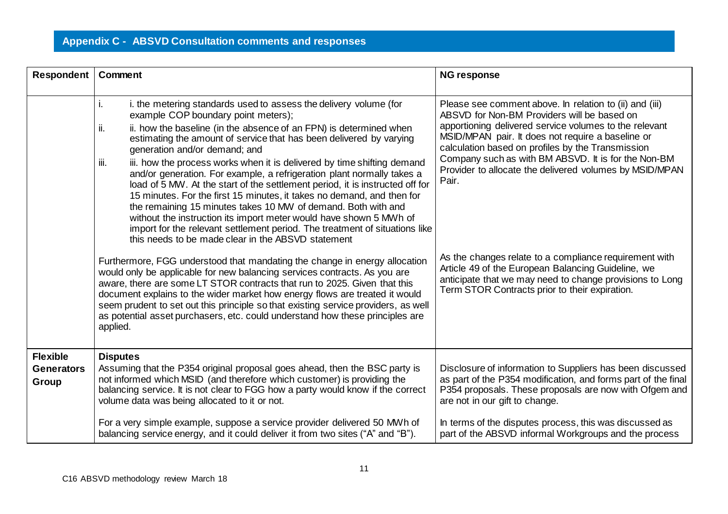## Appendix C - ABSVD Consultation comments and responses

| Respondent | Comment | NG response |
|---|---|---|
| | i. i. the metering standards used to assess the delivery volume (for example COP boundary point meters);<br>ii. ii. how the baseline (in the absence of an FPN) is determined when estimating the amount of service that has been delivered by varying generation and/or demand; and<br>iii. iii. how the process works when it is delivered by time shifting demand and/or generation. For example, a refrigeration plant normally takes a load of 5 MW. At the start of the settlement period, it is instructed off for 15 minutes. For the first 15 minutes, it takes no demand, and then for the remaining 15 minutes takes 10 MW of demand. Both with and without the instruction its import meter would have shown 5 MWh of import for the relevant settlement period. The treatment of situations like this needs to be made clear in the ABSVD statement<br><br>Furthermore, FGG understood that mandating the change in energy allocation would only be applicable for new balancing services contracts. As you are aware, there are some LT STOR contracts that run to 2025. Given that this document explains to the wider market how energy flows are treated it would seem prudent to set out this principle so that existing service providers, as well as potential asset purchasers, etc. could understand how these principles are applied. | Please see comment above. In relation to (ii) and (iii) ABSVD for Non-BM Providers will be based on apportioning delivered service volumes to the relevant MSID/MPAN pair. It does not require a baseline or calculation based on profiles by the Transmission Company such as with BM ABSVD. It is for the Non-BM Provider to allocate the delivered volumes by MSID/MPAN Pair.<br><br>As the changes relate to a compliance requirement with Article 49 of the European Balancing Guideline, we anticipate that we may need to change provisions to Long Term STOR Contracts prior to their expiration. |
| **Flexible Generators Group** | **Disputes**<br>Assuming that the P354 original proposal goes ahead, then the BSC party is not informed which MSID (and therefore which customer) is providing the balancing service. It is not clear to FGG how a party would know if the correct volume data was being allocated to it or not.<br><br>For a very simple example, suppose a service provider delivered 50 MWh of balancing service energy, and it could deliver it from two sites ("A" and "B"). | Disclosure of information to Suppliers has been discussed as part of the P354 modification, and forms part of the final P354 proposals. These proposals are now with Ofgem and are not in our gift to change.<br><br>In terms of the disputes process, this was discussed as part of the ABSVD informal Workgroups and the process |

C16 ABSVD methodology review March 18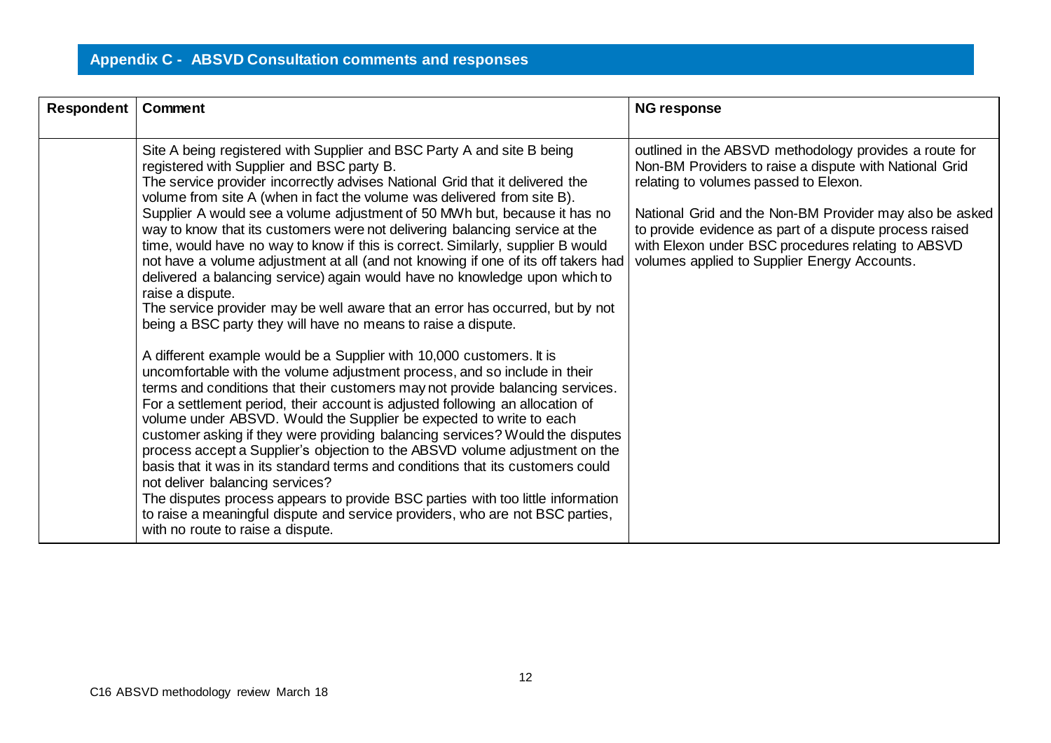## Appendix C - ABSVD Consultation comments and responses

| Respondent | Comment | NG response |
|---|---|---|
| | Site A being registered with Supplier and BSC Party A and site B being registered with Supplier and BSC party B.<br>The service provider incorrectly advises National Grid that it delivered the volume from site A (when in fact the volume was delivered from site B).<br>Supplier A would see a volume adjustment of 50 MWh but, because it has no way to know that its customers were not delivering balancing service at the time, would have no way to know if this is correct. Similarly, supplier B would not have a volume adjustment at all (and not knowing if one of its off takers had delivered a balancing service) again would have no knowledge upon which to raise a dispute.<br>The service provider may be well aware that an error has occurred, but by not being a BSC party they will have no means to raise a dispute.<br><br>A different example would be a Supplier with 10,000 customers. It is uncomfortable with the volume adjustment process, and so include in their terms and conditions that their customers may not provide balancing services. For a settlement period, their account is adjusted following an allocation of volume under ABSVD. Would the Supplier be expected to write to each customer asking if they were providing balancing services? Would the disputes process accept a Supplier's objection to the ABSVD volume adjustment on the basis that it was in its standard terms and conditions that its customers could not deliver balancing services?<br>The disputes process appears to provide BSC parties with too little information to raise a meaningful dispute and service providers, who are not BSC parties, with no route to raise a dispute. | outlined in the ABSVD methodology provides a route for Non-BM Providers to raise a dispute with National Grid relating to volumes passed to Elexon.<br><br>National Grid and the Non-BM Provider may also be asked to provide evidence as part of a dispute process raised with Elexon under BSC procedures relating to ABSVD volumes applied to Supplier Energy Accounts. |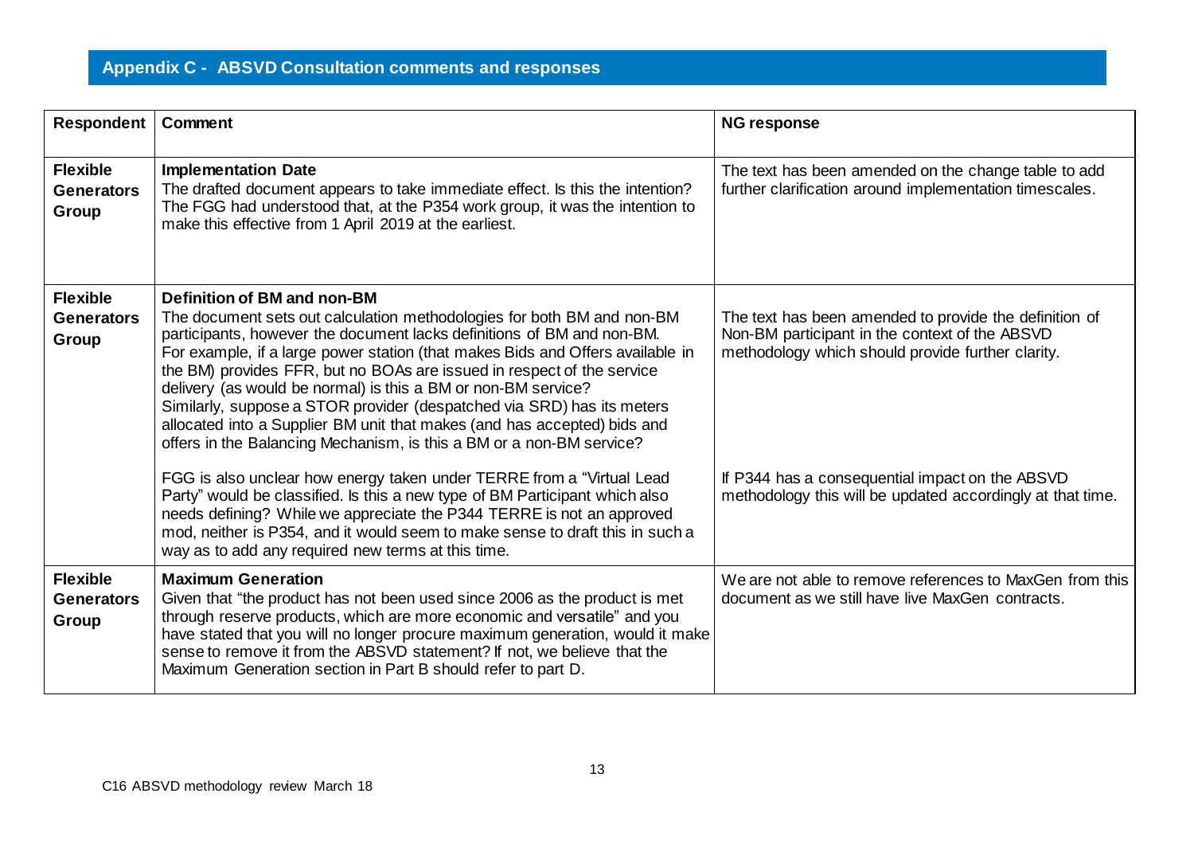## Appendix C - ABSVD Consultation comments and responses

| Respondent | Comment | NG response |
|---|---|---|
| **Flexible Generators Group** | **Implementation Date**<br>The drafted document appears to take immediate effect. Is this the intention? The FGG had understood that, at the P354 work group, it was the intention to make this effective from 1 April 2019 at the earliest. | The text has been amended on the change table to add further clarification around implementation timescales. |
| **Flexible Generators Group** | **Definition of BM and non-BM**<br>The document sets out calculation methodologies for both BM and non-BM participants, however the document lacks definitions of BM and non-BM. For example, if a large power station (that makes Bids and Offers available in the BM) provides FFR, but no BOAs are issued in respect of the service delivery (as would be normal) is this a BM or non-BM service? Similarly, suppose a STOR provider (despatched via SRD) has its meters allocated into a Supplier BM unit that makes (and has accepted) bids and offers in the Balancing Mechanism, is this a BM or a non-BM service?<br><br>FGG is also unclear how energy taken under TERRE from a "Virtual Lead Party" would be classified. Is this a new type of BM Participant which also needs defining? While we appreciate the P344 TERRE is not an approved mod, neither is P354, and it would seem to make sense to draft this in such a way as to add any required new terms at this time. | The text has been amended to provide the definition of Non-BM participant in the context of the ABSVD methodology which should provide further clarity.<br><br>If P344 has a consequential impact on the ABSVD methodology this will be updated accordingly at that time. |
| **Flexible Generators Group** | **Maximum Generation**<br>Given that "the product has not been used since 2006 as the product is met through reserve products, which are more economic and versatile" and you have stated that you will no longer procure maximum generation, would it make sense to remove it from the ABSVD statement? If not, we believe that the Maximum Generation section in Part B should refer to part D. | We are not able to remove references to MaxGen from this document as we still have live MaxGen contracts. |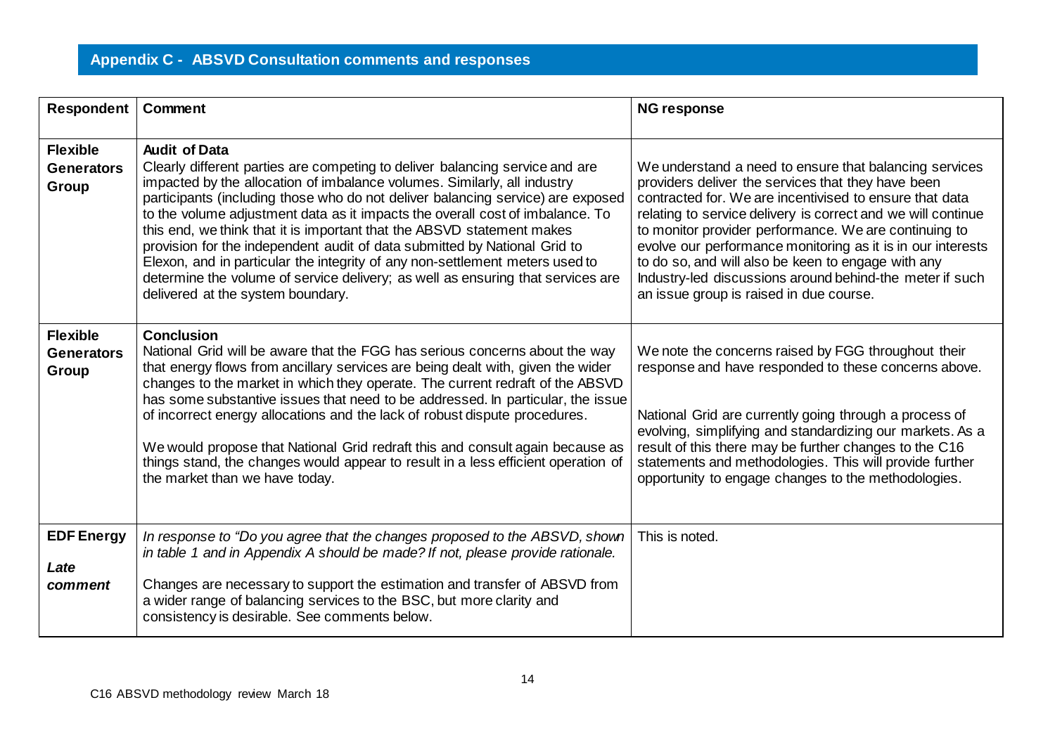## Appendix C - ABSVD Consultation comments and responses

| Respondent | Comment | NG response |
| --- | --- | --- |
| **Flexible Generators Group** | **Audit of Data**<br>Clearly different parties are competing to deliver balancing service and are impacted by the allocation of imbalance volumes. Similarly, all industry participants (including those who do not deliver balancing service) are exposed to the volume adjustment data as it impacts the overall cost of imbalance. To this end, we think that it is important that the ABSVD statement makes provision for the independent audit of data submitted by National Grid to Elexon, and in particular the integrity of any non-settlement meters used to determine the volume of service delivery; as well as ensuring that services are delivered at the system boundary. | We understand a need to ensure that balancing services providers deliver the services that they have been contracted for. We are incentivised to ensure that data relating to service delivery is correct and we will continue to monitor provider performance. We are continuing to evolve our performance monitoring as it is in our interests to do so, and will also be keen to engage with any Industry-led discussions around behind-the meter if such an issue group is raised in due course. |
| **Flexible Generators Group** | **Conclusion**<br>National Grid will be aware that the FGG has serious concerns about the way that energy flows from ancillary services are being dealt with, given the wider changes to the market in which they operate. The current redraft of the ABSVD has some substantive issues that need to be addressed. In particular, the issue of incorrect energy allocations and the lack of robust dispute procedures.<br><br>We would propose that National Grid redraft this and consult again because as things stand, the changes would appear to result in a less efficient operation of the market than we have today. | We note the concerns raised by FGG throughout their response and have responded to these concerns above.<br><br>National Grid are currently going through a process of evolving, simplifying and standardizing our markets. As a result of this there may be further changes to the C16 statements and methodologies. This will provide further opportunity to engage changes to the methodologies. |
| **EDF Energy**<br><br>***Late comment*** | *In response to "Do you agree that the changes proposed to the ABSVD, shown in table 1 and in Appendix A should be made? If not, please provide rationale.*<br><br>Changes are necessary to support the estimation and transfer of ABSVD from a wider range of balancing services to the BSC, but more clarity and consistency is desirable. See comments below. | This is noted. |

C16 ABSVD methodology review March 18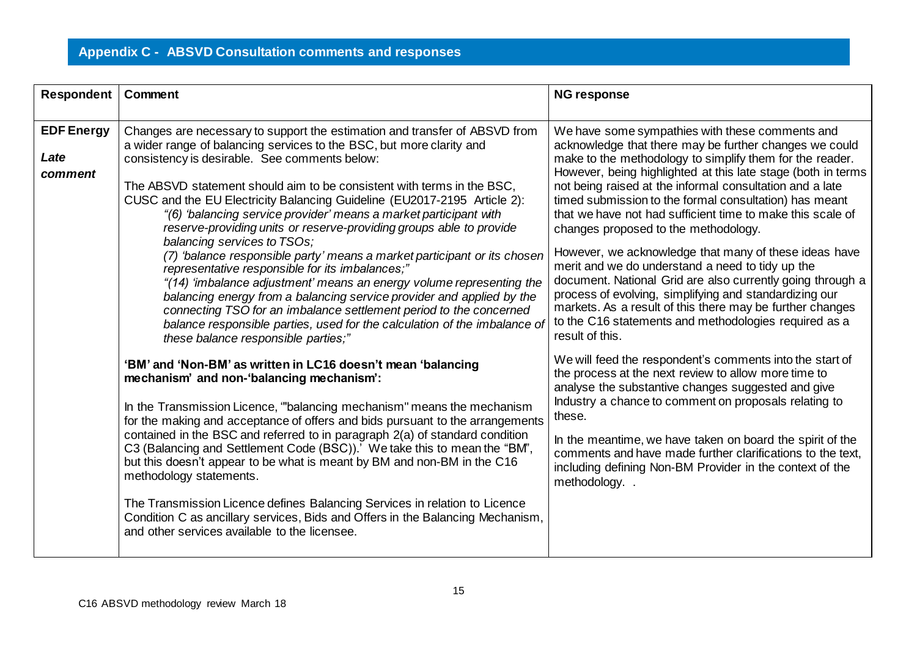## Appendix C - ABSVD Consultation comments and responses

| Respondent | Comment | NG response |
|---|---|---|
| **EDF Energy**<br>***Late comment*** | Changes are necessary to support the estimation and transfer of ABSVD from a wider range of balancing services to the BSC, but more clarity and consistency is desirable. See comments below:<br><br>The ABSVD statement should aim to be consistent with terms in the BSC, CUSC and the EU Electricity Balancing Guideline (EU2017-2195 Article 2):<br>*"(6) 'balancing service provider' means a market participant with reserve-providing units or reserve-providing groups able to provide balancing services to TSOs;*<br>*(7) 'balance responsible party' means a market participant or its chosen representative responsible for its imbalances;"*<br>*"(14) 'imbalance adjustment' means an energy volume representing the balancing energy from a balancing service provider and applied by the connecting TSO for an imbalance settlement period to the concerned balance responsible parties, used for the calculation of the imbalance of these balance responsible parties;"*<br><br>**'BM' and 'Non-BM' as written in LC16 doesn't mean 'balancing mechanism' and non-'balancing mechanism':**<br><br>In the Transmission Licence, '"balancing mechanism" means the mechanism for the making and acceptance of offers and bids pursuant to the arrangements contained in the BSC and referred to in paragraph 2(a) of standard condition C3 (Balancing and Settlement Code (BSC)).' We take this to mean the "BM", but this doesn't appear to be what is meant by BM and non-BM in the C16 methodology statements.<br><br>The Transmission Licence defines Balancing Services in relation to Licence Condition C as ancillary services, Bids and Offers in the Balancing Mechanism, and other services available to the licensee. | We have some sympathies with these comments and acknowledge that there may be further changes we could make to the methodology to simplify them for the reader. However, being highlighted at this late stage (both in terms not being raised at the informal consultation and a late timed submission to the formal consultation) has meant that we have not had sufficient time to make this scale of changes proposed to the methodology.<br><br>However, we acknowledge that many of these ideas have merit and we do understand a need to tidy up the document. National Grid are also currently going through a process of evolving, simplifying and standardizing our markets. As a result of this there may be further changes to the C16 statements and methodologies required as a result of this.<br><br>We will feed the respondent's comments into the start of the process at the next review to allow more time to analyse the substantive changes suggested and give Industry a chance to comment on proposals relating to these.<br><br>In the meantime, we have taken on board the spirit of the comments and have made further clarifications to the text, including defining Non-BM Provider in the context of the methodology. . |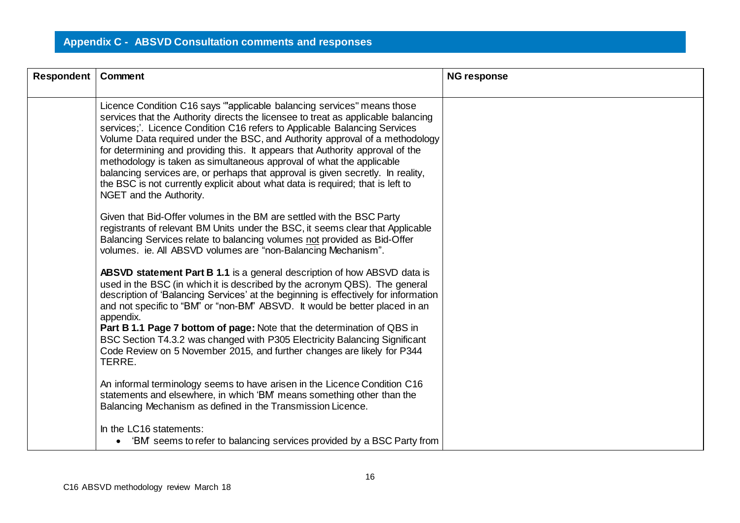## Appendix C - ABSVD Consultation comments and responses

| Respondent | Comment | NG response |
|---|---|---|
| | Licence Condition C16 says '"applicable balancing services" means those services that the Authority directs the licensee to treat as applicable balancing services;'. Licence Condition C16 refers to Applicable Balancing Services Volume Data required under the BSC, and Authority approval of a methodology for determining and providing this. It appears that Authority approval of the methodology is taken as simultaneous approval of what the applicable balancing services are, or perhaps that approval is given secretly. In reality, the BSC is not currently explicit about what data is required; that is left to NGET and the Authority.<br><br>Given that Bid-Offer volumes in the BM are settled with the BSC Party registrants of relevant BM Units under the BSC, it seems clear that Applicable Balancing Services relate to balancing volumes <u>not</u> provided as Bid-Offer volumes. ie. All ABSVD volumes are "non-Balancing Mechanism".<br><br>**ABSVD statement Part B 1.1** is a general description of how ABSVD data is used in the BSC (in which it is described by the acronym QBS). The general description of 'Balancing Services' at the beginning is effectively for information and not specific to "BM" or "non-BM" ABSVD. It would be better placed in an appendix.<br>**Part B 1.1 Page 7 bottom of page:** Note that the determination of QBS in BSC Section T4.3.2 was changed with P305 Electricity Balancing Significant Code Review on 5 November 2015, and further changes are likely for P344 TERRE.<br><br>An informal terminology seems to have arisen in the Licence Condition C16 statements and elsewhere, in which 'BM' means something other than the Balancing Mechanism as defined in the Transmission Licence.<br><br>In the LC16 statements:<br>• 'BM' seems to refer to balancing services provided by a BSC Party from | |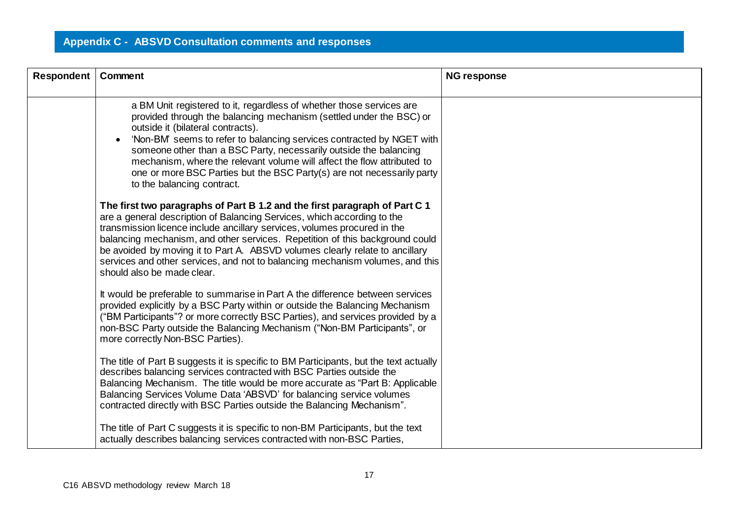## Appendix C - ABSVD Consultation comments and responses

| Respondent | Comment | NG response |
|---|---|---|
| | a BM Unit registered to it, regardless of whether those services are provided through the balancing mechanism (settled under the BSC) or outside it (bilateral contracts).<br>• 'Non-BM' seems to refer to balancing services contracted by NGET with someone other than a BSC Party, necessarily outside the balancing mechanism, where the relevant volume will affect the flow attributed to one or more BSC Parties but the BSC Party(s) are not necessarily party to the balancing contract.<br><br>**The first two paragraphs of Part B 1.2 and the first paragraph of Part C 1** are a general description of Balancing Services, which according to the transmission licence include ancillary services, volumes procured in the balancing mechanism, and other services. Repetition of this background could be avoided by moving it to Part A. ABSVD volumes clearly relate to ancillary services and other services, and not to balancing mechanism volumes, and this should also be made clear.<br><br>It would be preferable to summarise in Part A the difference between services provided explicitly by a BSC Party within or outside the Balancing Mechanism ("BM Participants"? or more correctly BSC Parties), and services provided by a non-BSC Party outside the Balancing Mechanism ("Non-BM Participants", or more correctly Non-BSC Parties).<br><br>The title of Part B suggests it is specific to BM Participants, but the text actually describes balancing services contracted with BSC Parties outside the Balancing Mechanism. The title would be more accurate as "Part B: Applicable Balancing Services Volume Data 'ABSVD' for balancing service volumes contracted directly with BSC Parties outside the Balancing Mechanism".<br><br>The title of Part C suggests it is specific to non-BM Participants, but the text actually describes balancing services contracted with non-BSC Parties, | |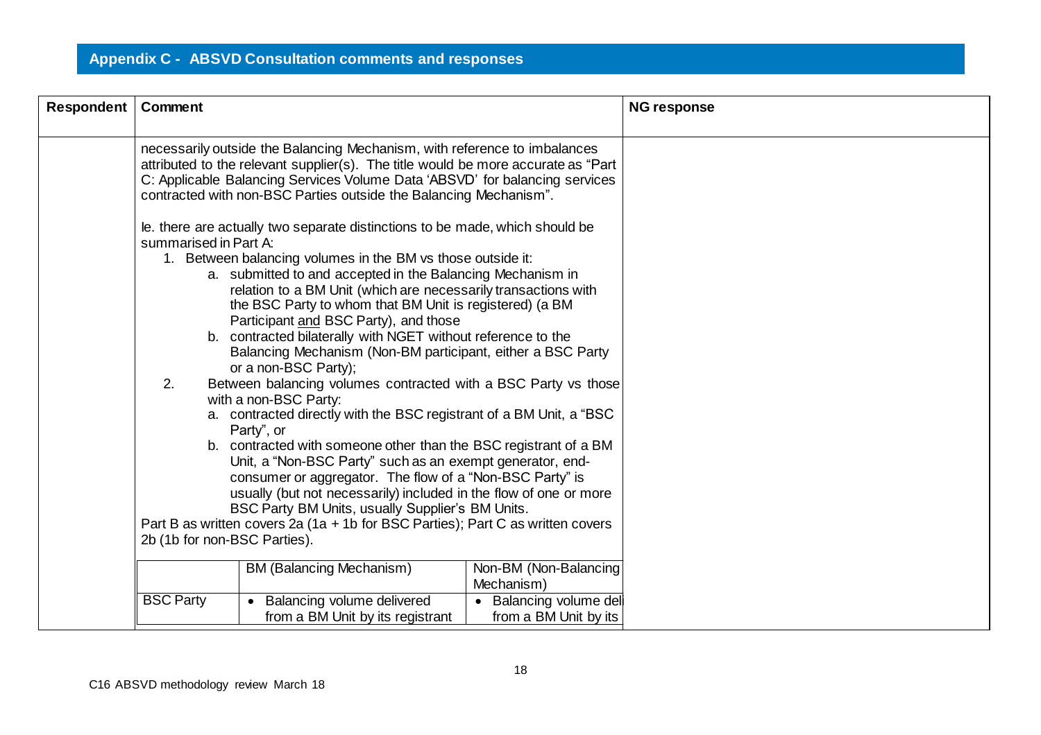## Appendix C - ABSVD Consultation comments and responses

| Respondent | Comment | NG response |
|---|---|---|
| | necessarily outside the Balancing Mechanism, with reference to imbalances attributed to the relevant supplier(s). The title would be more accurate as "Part C: Applicable Balancing Services Volume Data 'ABSVD' for balancing services contracted with non-BSC Parties outside the Balancing Mechanism".<br><br>Ie. there are actually two separate distinctions to be made, which should be summarised in Part A:<br>1. Between balancing volumes in the BM vs those outside it:<br>&nbsp;&nbsp;&nbsp;a. submitted to and accepted in the Balancing Mechanism in relation to a BM Unit (which are necessarily transactions with the BSC Party to whom that BM Unit is registered) (a BM Participant and BSC Party), and those<br>&nbsp;&nbsp;&nbsp;b. contracted bilaterally with NGET without reference to the Balancing Mechanism (Non-BM participant, either a BSC Party or a non-BSC Party);<br>2. Between balancing volumes contracted with a BSC Party vs those with a non-BSC Party:<br>&nbsp;&nbsp;&nbsp;a. contracted directly with the BSC registrant of a BM Unit, a "BSC Party", or<br>&nbsp;&nbsp;&nbsp;b. contracted with someone other than the BSC registrant of a BM Unit, a "Non-BSC Party" such as an exempt generator, end-consumer or aggregator. The flow of a "Non-BSC Party" is usually (but not necessarily) included in the flow of one or more BSC Party BM Units, usually Supplier's BM Units.<br><br>Part B as written covers 2a (1a + 1b for BSC Parties); Part C as written covers 2b (1b for non-BSC Parties). | |

| | BM (Balancing Mechanism) | Non-BM (Non-Balancing Mechanism) |
|---|---|---|
| BSC Party | • Balancing volume delivered from a BM Unit by its registrant | • Balancing volume deli from a BM Unit by its |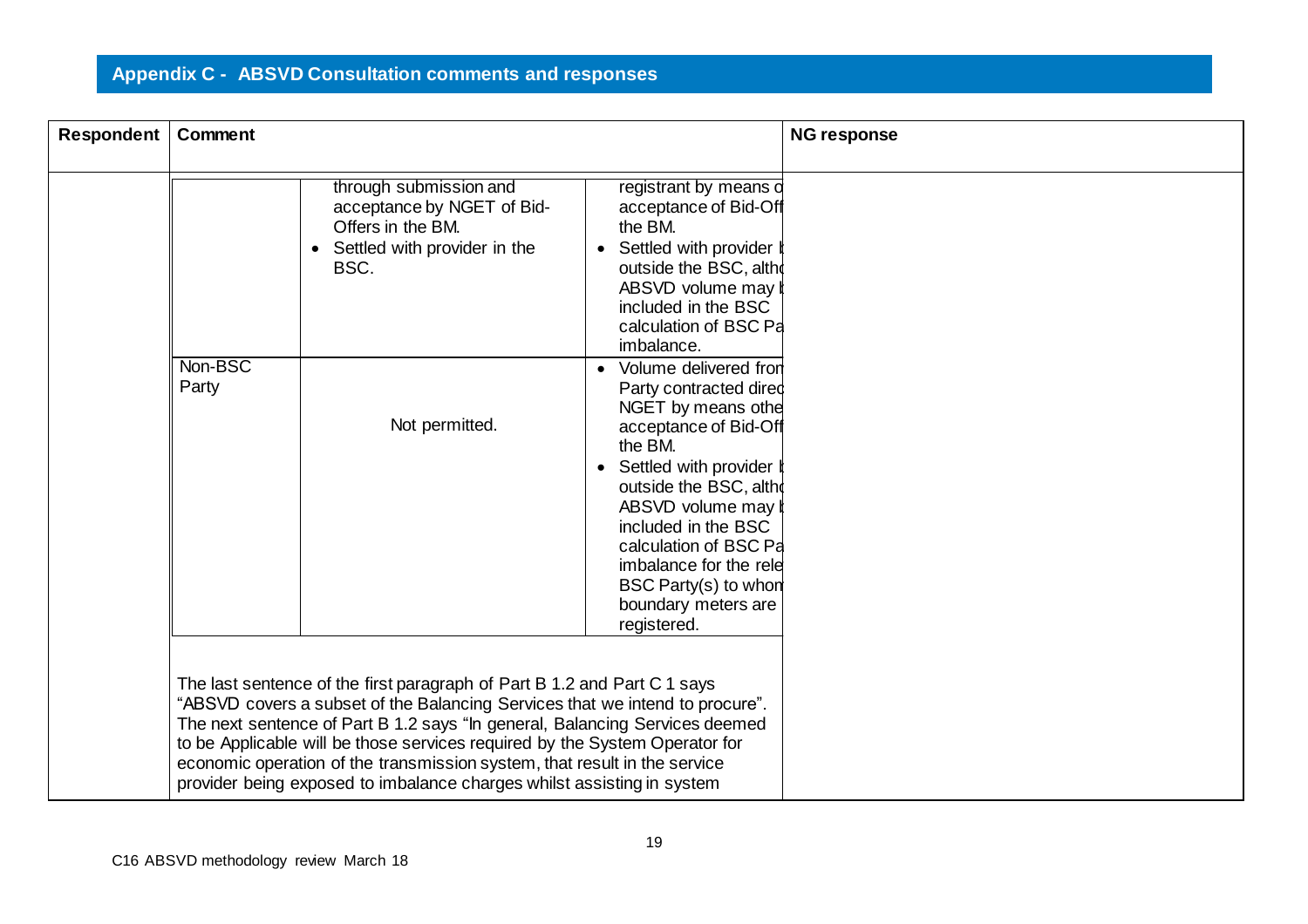## Appendix C - ABSVD Consultation comments and responses

| Respondent | Comment | NG response |
|---|---|---|
| | | through submission and acceptance by NGET of Bid-Offers in the BM.<br>• Settled with provider in the BSC. | registrant by means o acceptance of Bid-Off the BM.<br>• Settled with provider b outside the BSC, altho ABSVD volume may b included in the BSC calculation of BSC Pa imbalance. | |
| | Non-BSC Party | Not permitted. | • Volume delivered from Party contracted direc NGET by means othe acceptance of Bid-Off the BM.<br>• Settled with provider b outside the BSC, altho ABSVD volume may b included in the BSC calculation of BSC Pa imbalance for the rele BSC Party(s) to whom boundary meters are registered. | |
| | The last sentence of the first paragraph of Part B 1.2 and Part C 1 says "ABSVD covers a subset of the Balancing Services that we intend to procure". The next sentence of Part B 1.2 says "In general, Balancing Services deemed to be Applicable will be those services required by the System Operator for economic operation of the transmission system, that result in the service provider being exposed to imbalance charges whilst assisting in system | | | |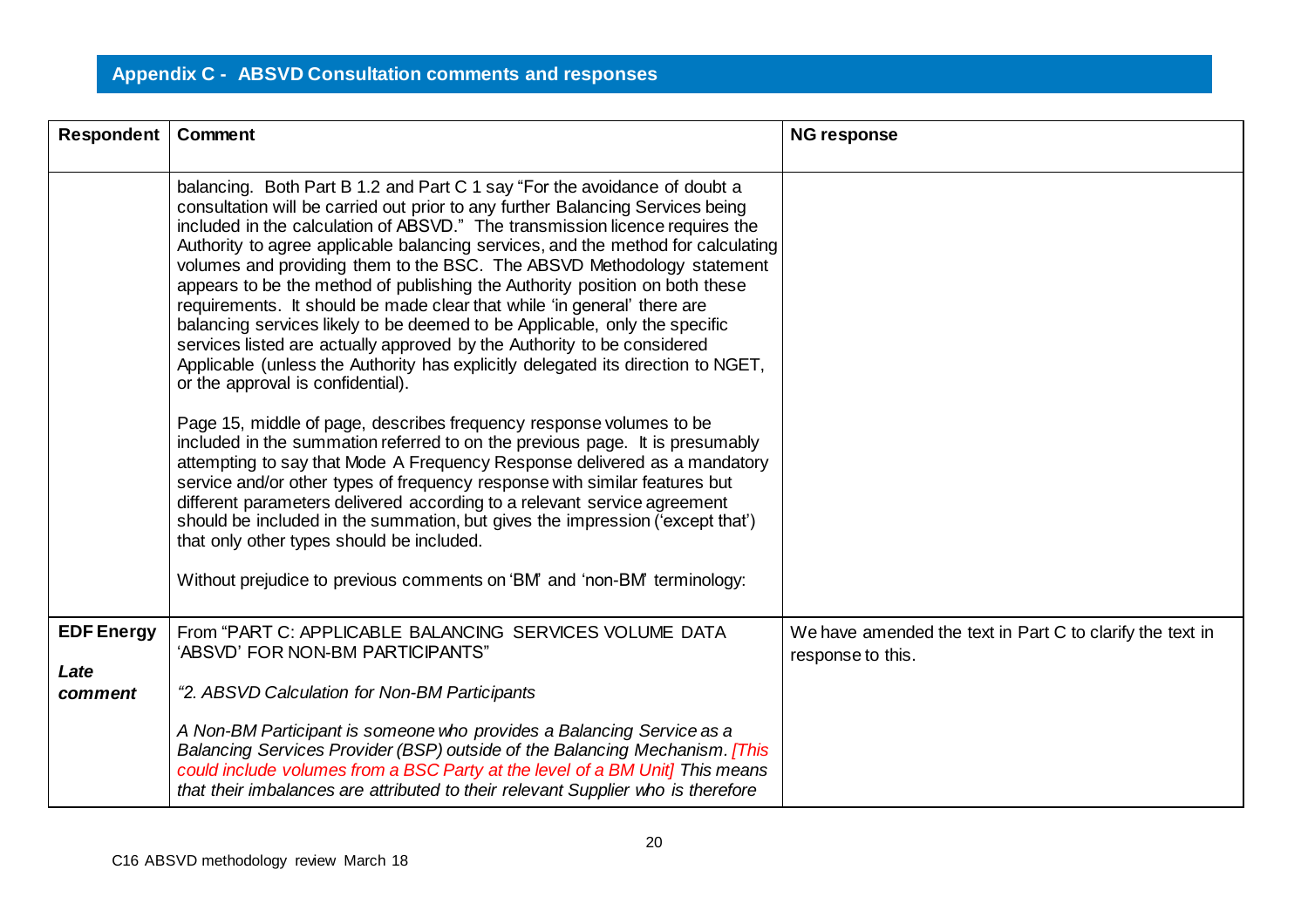## Appendix C - ABSVD Consultation comments and responses

| Respondent | Comment | NG response |
|---|---|---|
| | balancing. Both Part B 1.2 and Part C 1 say "For the avoidance of doubt a consultation will be carried out prior to any further Balancing Services being included in the calculation of ABSVD." The transmission licence requires the Authority to agree applicable balancing services, and the method for calculating volumes and providing them to the BSC. The ABSVD Methodology statement appears to be the method of publishing the Authority position on both these requirements. It should be made clear that while 'in general' there are balancing services likely to be deemed to be Applicable, only the specific services listed are actually approved by the Authority to be considered Applicable (unless the Authority has explicitly delegated its direction to NGET, or the approval is confidential).<br><br>Page 15, middle of page, describes frequency response volumes to be included in the summation referred to on the previous page. It is presumably attempting to say that Mode A Frequency Response delivered as a mandatory service and/or other types of frequency response with similar features but different parameters delivered according to a relevant service agreement should be included in the summation, but gives the impression ('except that') that only other types should be included.<br><br>Without prejudice to previous comments on 'BM' and 'non-BM' terminology: | |
| **EDF Energy**<br><br>***Late comment*** | From "PART C: APPLICABLE BALANCING SERVICES VOLUME DATA 'ABSVD' FOR NON-BM PARTICIPANTS"<br><br>*"2. ABSVD Calculation for Non-BM Participants*<br><br>*A Non-BM Participant is someone who provides a Balancing Service as a Balancing Services Provider (BSP) outside of the Balancing Mechanism. [This could include volumes from a BSC Party at the level of a BM Unit] This means that their imbalances are attributed to their relevant Supplier who is therefore* | We have amended the text in Part C to clarify the text in response to this. |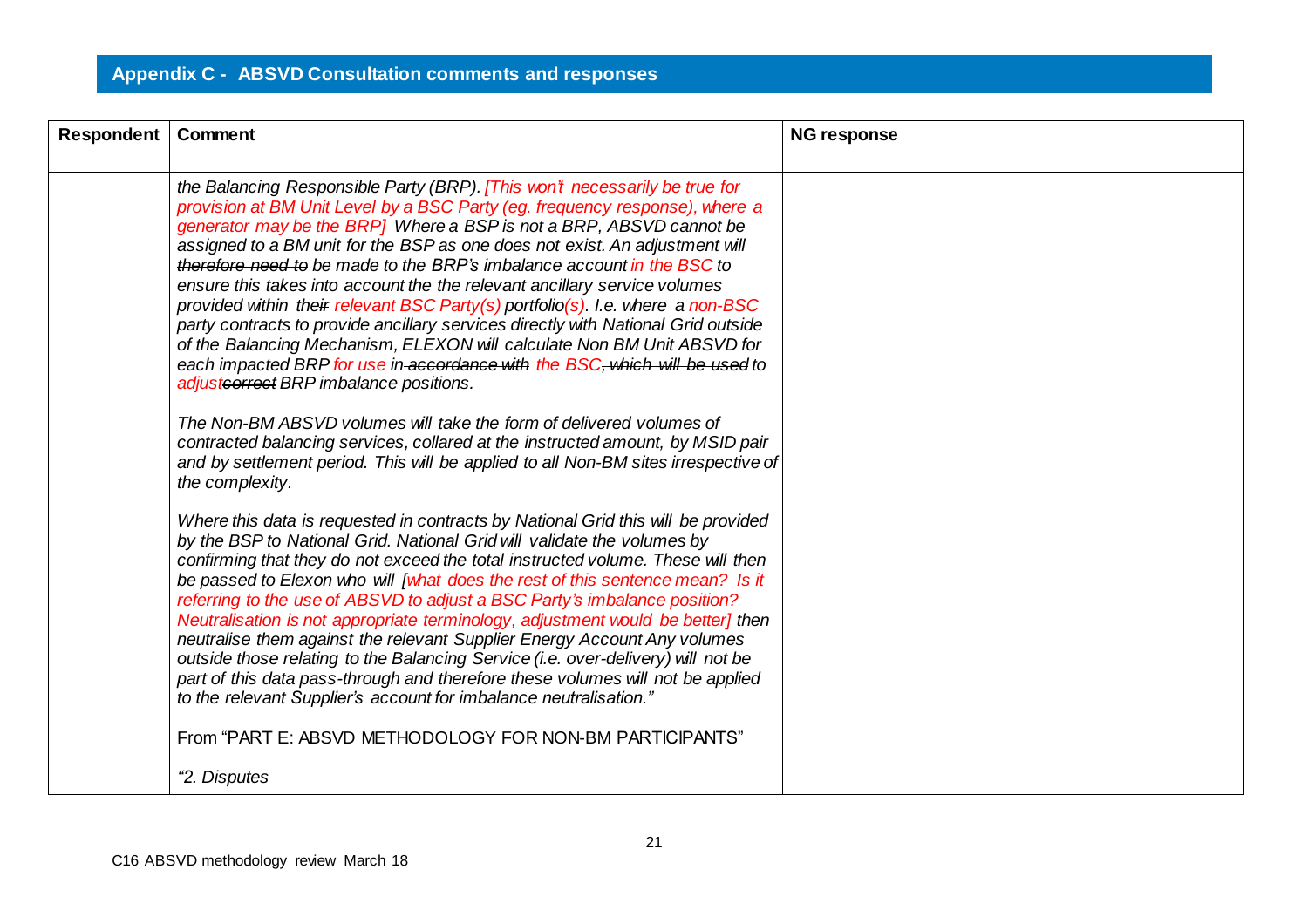## Appendix C - ABSVD Consultation comments and responses

| Respondent | Comment | NG response |
|---|---|---|
| | *the Balancing Responsible Party (BRP). [This won't necessarily be true for provision at BM Unit Level by a BSC Party (eg. frequency response), where a generator may be the BRP] Where a BSP is not a BRP, ABSVD cannot be assigned to a BM unit for the BSP as one does not exist. An adjustment will ~~therefore need to~~ be made to the BRP's imbalance account in the BSC to ensure this takes into account the the relevant ancillary service volumes provided within the~~ir~~ relevant BSC Party(s) portfolio(s). I.e. where a non-BSC party contracts to provide ancillary services directly with National Grid outside of the Balancing Mechanism, ELEXON will calculate Non BM Unit ABSVD for each impacted BRP for use in ~~accordance with~~ the BSC~~, which will be used~~ to adjust~~correct~~ BRP imbalance positions.*<br><br>*The Non-BM ABSVD volumes will take the form of delivered volumes of contracted balancing services, collared at the instructed amount, by MSID pair and by settlement period. This will be applied to all Non-BM sites irrespective of the complexity.*<br><br>*Where this data is requested in contracts by National Grid this will be provided by the BSP to National Grid. National Grid will validate the volumes by confirming that they do not exceed the total instructed volume. These will then be passed to Elexon who will [what does the rest of this sentence mean? Is it referring to the use of ABSVD to adjust a BSC Party's imbalance position? Neutralisation is not appropriate terminology, adjustment would be better] then neutralise them against the relevant Supplier Energy Account Any volumes outside those relating to the Balancing Service (i.e. over-delivery) will not be part of this data pass-through and therefore these volumes will not be applied to the relevant Supplier's account for imbalance neutralisation."*<br><br>From "PART E: ABSVD METHODOLOGY FOR NON-BM PARTICIPANTS"<br><br>*"2. Disputes* | |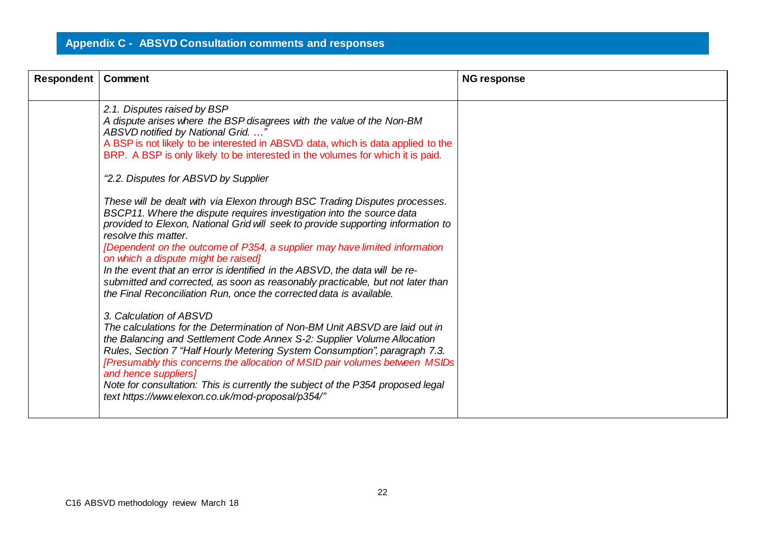## Appendix C - ABSVD Consultation comments and responses

| Respondent | Comment | NG response |
|---|---|---|
| | *2.1. Disputes raised by BSP*<br>*A dispute arises where the BSP disagrees with the value of the Non-BM ABSVD notified by National Grid. …"*<br>A BSP is not likely to be interested in ABSVD data, which is data applied to the BRP. A BSP is only likely to be interested in the volumes for which it is paid.<br><br>*"2.2. Disputes for ABSVD by Supplier*<br><br>*These will be dealt with via Elexon through BSC Trading Disputes processes. BSCP11. Where the dispute requires investigation into the source data provided to Elexon, National Grid will seek to provide supporting information to resolve this matter.*<br>*[Dependent on the outcome of P354, a supplier may have limited information on which a dispute might be raised]*<br>*In the event that an error is identified in the ABSVD, the data will be re-submitted and corrected, as soon as reasonably practicable, but not later than the Final Reconciliation Run, once the corrected data is available.*<br><br>*3. Calculation of ABSVD*<br>*The calculations for the Determination of Non-BM Unit ABSVD are laid out in the Balancing and Settlement Code Annex S-2: Supplier Volume Allocation Rules, Section 7 "Half Hourly Metering System Consumption", paragraph 7.3.*<br>*[Presumably this concerns the allocation of MSID pair volumes between MSIDs and hence suppliers]*<br>*Note for consultation: This is currently the subject of the P354 proposed legal text https://www.elexon.co.uk/mod-proposal/p354/"* | |

C16 ABSVD methodology review March 18